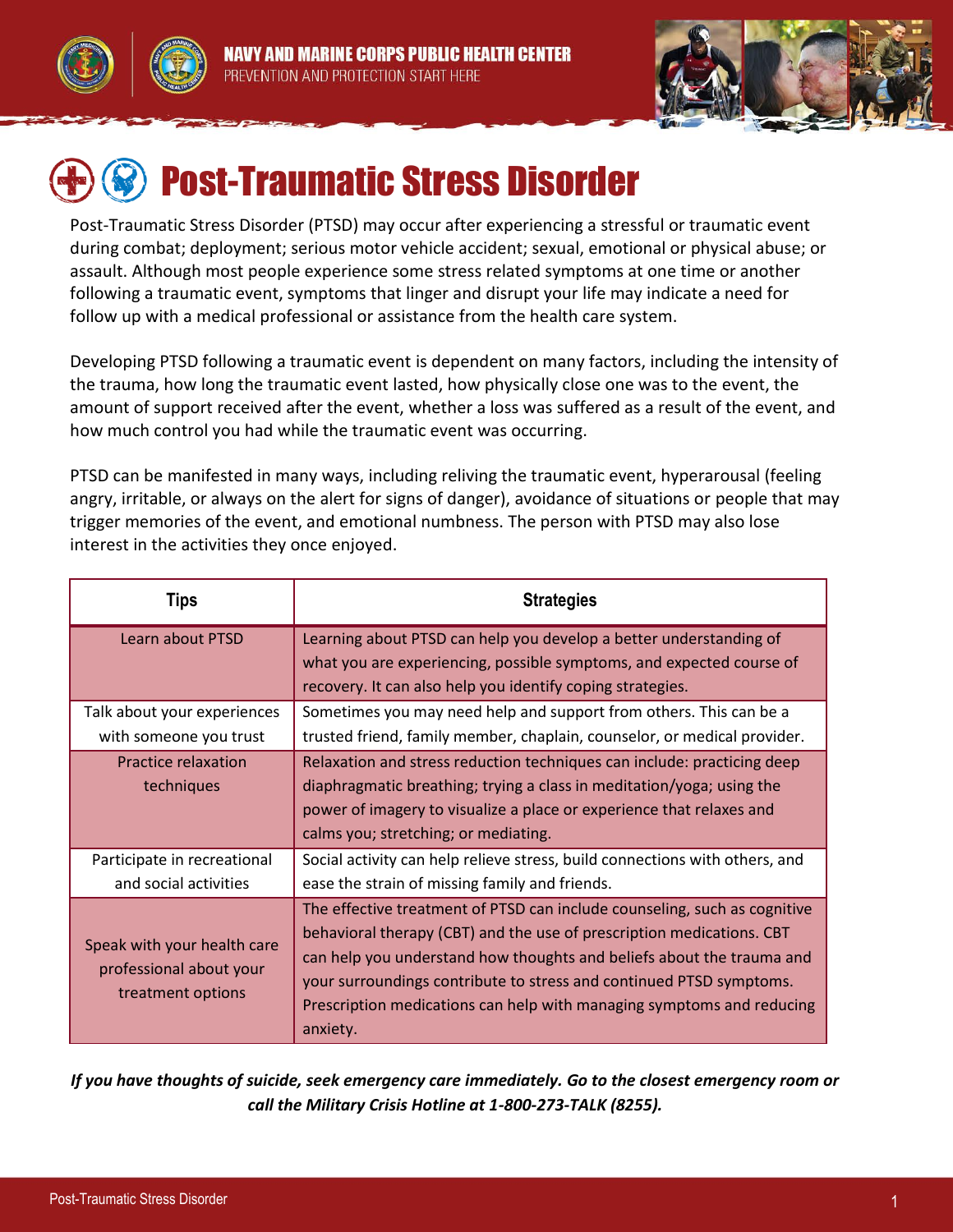NAVY AND MARINE CORPS PUBLIC HEALTH CENTER
PREVENTION AND PROTECTION START HERE

# Post-Traumatic Stress Disorder

Post-Traumatic Stress Disorder (PTSD) may occur after experiencing a stressful or traumatic event during combat; deployment; serious motor vehicle accident; sexual, emotional or physical abuse; or assault. Although most people experience some stress related symptoms at one time or another following a traumatic event, symptoms that linger and disrupt your life may indicate a need for follow up with a medical professional or assistance from the health care system.

Developing PTSD following a traumatic event is dependent on many factors, including the intensity of the trauma, how long the traumatic event lasted, how physically close one was to the event, the amount of support received after the event, whether a loss was suffered as a result of the event, and how much control you had while the traumatic event was occurring.

PTSD can be manifested in many ways, including reliving the traumatic event, hyperarousal (feeling angry, irritable, or always on the alert for signs of danger), avoidance of situations or people that may trigger memories of the event, and emotional numbness. The person with PTSD may also lose interest in the activities they once enjoyed.

| Tips | Strategies |
|---|---|
| Learn about PTSD | Learning about PTSD can help you develop a better understanding of what you are experiencing, possible symptoms, and expected course of recovery. It can also help you identify coping strategies. |
| Talk about your experiences with someone you trust | Sometimes you may need help and support from others. This can be a trusted friend, family member, chaplain, counselor, or medical provider. |
| Practice relaxation techniques | Relaxation and stress reduction techniques can include: practicing deep diaphragmatic breathing; trying a class in meditation/yoga; using the power of imagery to visualize a place or experience that relaxes and calms you; stretching; or mediating. |
| Participate in recreational and social activities | Social activity can help relieve stress, build connections with others, and ease the strain of missing family and friends. |
| Speak with your health care professional about your treatment options | The effective treatment of PTSD can include counseling, such as cognitive behavioral therapy (CBT) and the use of prescription medications. CBT can help you understand how thoughts and beliefs about the trauma and your surroundings contribute to stress and continued PTSD symptoms. Prescription medications can help with managing symptoms and reducing anxiety. |

***If you have thoughts of suicide, seek emergency care immediately. Go to the closest emergency room or call the Military Crisis Hotline at 1-800-273-TALK (8255).***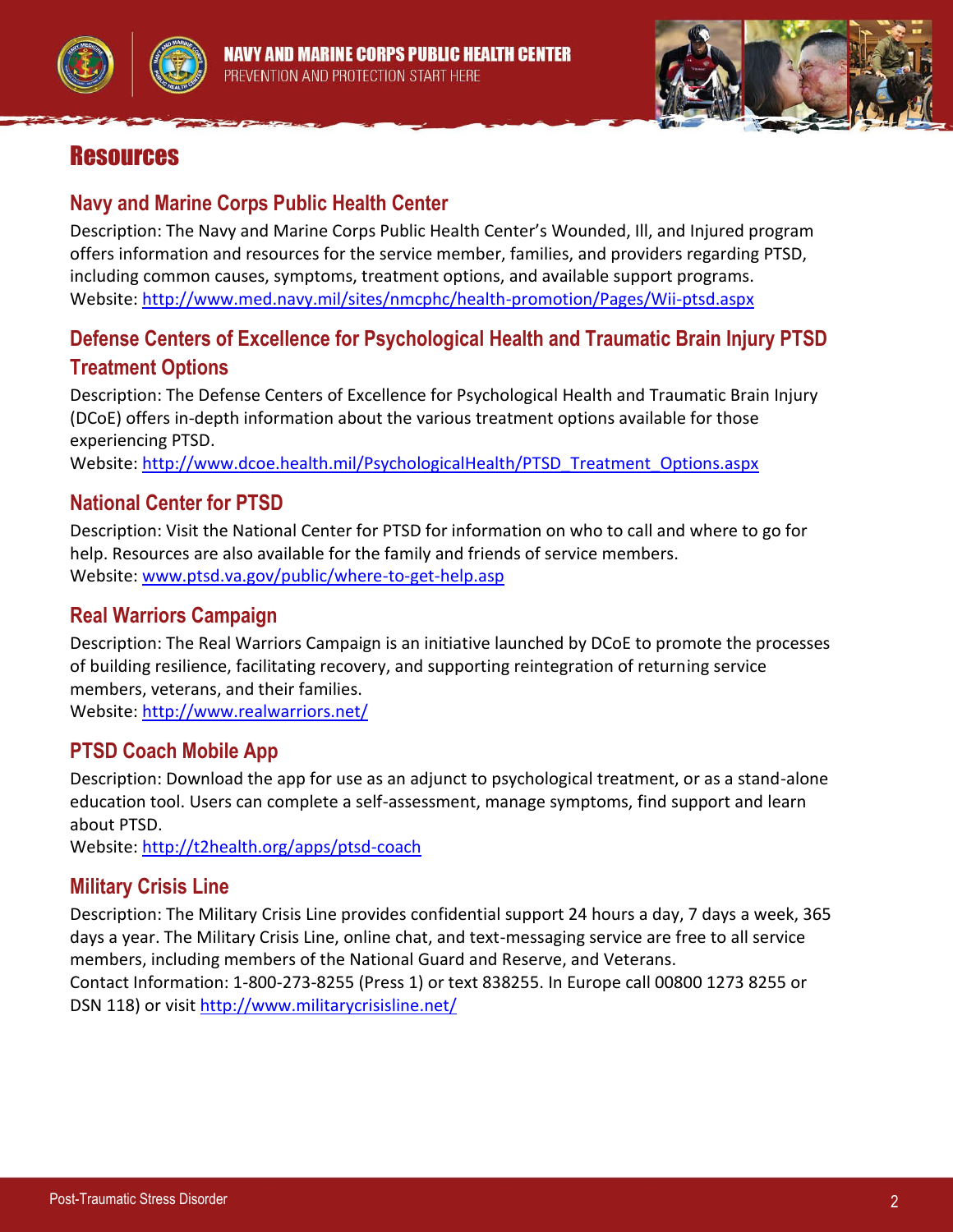# Resources

## Navy and Marine Corps Public Health Center

Description: The Navy and Marine Corps Public Health Center's Wounded, Ill, and Injured program offers information and resources for the service member, families, and providers regarding PTSD, including common causes, symptoms, treatment options, and available support programs.
Website: http://www.med.navy.mil/sites/nmcphc/health-promotion/Pages/Wii-ptsd.aspx

## Defense Centers of Excellence for Psychological Health and Traumatic Brain Injury PTSD Treatment Options

Description: The Defense Centers of Excellence for Psychological Health and Traumatic Brain Injury (DCoE) offers in-depth information about the various treatment options available for those experiencing PTSD.
Website: http://www.dcoe.health.mil/PsychologicalHealth/PTSD_Treatment_Options.aspx

## National Center for PTSD

Description: Visit the National Center for PTSD for information on who to call and where to go for help. Resources are also available for the family and friends of service members.
Website: www.ptsd.va.gov/public/where-to-get-help.asp

## Real Warriors Campaign

Description: The Real Warriors Campaign is an initiative launched by DCoE to promote the processes of building resilience, facilitating recovery, and supporting reintegration of returning service members, veterans, and their families.
Website: http://www.realwarriors.net/

## PTSD Coach Mobile App

Description: Download the app for use as an adjunct to psychological treatment, or as a stand-alone education tool. Users can complete a self-assessment, manage symptoms, find support and learn about PTSD.
Website: http://t2health.org/apps/ptsd-coach

## Military Crisis Line

Description: The Military Crisis Line provides confidential support 24 hours a day, 7 days a week, 365 days a year. The Military Crisis Line, online chat, and text-messaging service are free to all service members, including members of the National Guard and Reserve, and Veterans.
Contact Information: 1-800-273-8255 (Press 1) or text 838255. In Europe call 00800 1273 8255 or DSN 118) or visit http://www.militarycrisisline.net/